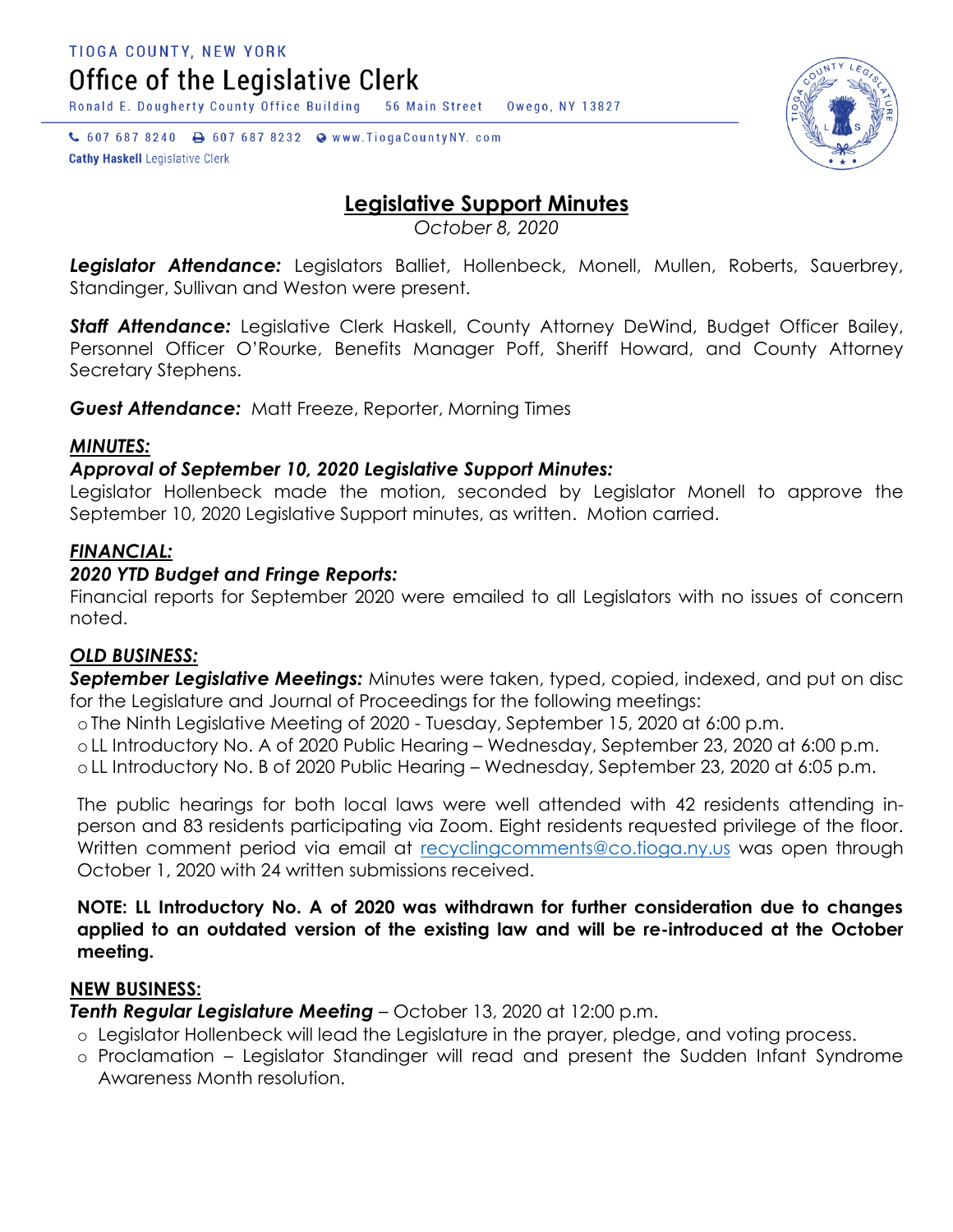TIOGA COUNTY, NEW YORK

# Office of the Legislative Clerk

Ronald E. Dougherty County Office Building 56 Main Street Owego, NY 13827

607 687 8240 607 687 8232 www.TiogaCountyNY.com

**Cathy Haskell** Legislative Clerk

## Legislative Support Minutes

*October 8, 2020*

***Legislator Attendance:*** Legislators Balliet, Hollenbeck, Monell, Mullen, Roberts, Sauerbrey, Standinger, Sullivan and Weston were present.

***Staff Attendance:*** Legislative Clerk Haskell, County Attorney DeWind, Budget Officer Bailey, Personnel Officer O'Rourke, Benefits Manager Poff, Sheriff Howard, and County Attorney Secretary Stephens.

***Guest Attendance:*** Matt Freeze, Reporter, Morning Times

***MINUTES:***

***Approval of September 10, 2020 Legislative Support Minutes:***

Legislator Hollenbeck made the motion, seconded by Legislator Monell to approve the September 10, 2020 Legislative Support minutes, as written. Motion carried.

***FINANCIAL:***

***2020 YTD Budget and Fringe Reports:***

Financial reports for September 2020 were emailed to all Legislators with no issues of concern noted.

***OLD BUSINESS:***

***September Legislative Meetings:*** Minutes were taken, typed, copied, indexed, and put on disc for the Legislature and Journal of Proceedings for the following meetings:

- The Ninth Legislative Meeting of 2020 - Tuesday, September 15, 2020 at 6:00 p.m.
- LL Introductory No. A of 2020 Public Hearing – Wednesday, September 23, 2020 at 6:00 p.m.
- LL Introductory No. B of 2020 Public Hearing – Wednesday, September 23, 2020 at 6:05 p.m.

The public hearings for both local laws were well attended with 42 residents attending in-person and 83 residents participating via Zoom. Eight residents requested privilege of the floor. Written comment period via email at recyclingcomments@co.tioga.ny.us was open through October 1, 2020 with 24 written submissions received.

**NOTE: LL Introductory No. A of 2020 was withdrawn for further consideration due to changes applied to an outdated version of the existing law and will be re-introduced at the October meeting.**

**NEW BUSINESS:**

***Tenth Regular Legislature Meeting*** – October 13, 2020 at 12:00 p.m.

- Legislator Hollenbeck will lead the Legislature in the prayer, pledge, and voting process.
- Proclamation – Legislator Standinger will read and present the Sudden Infant Syndrome Awareness Month resolution.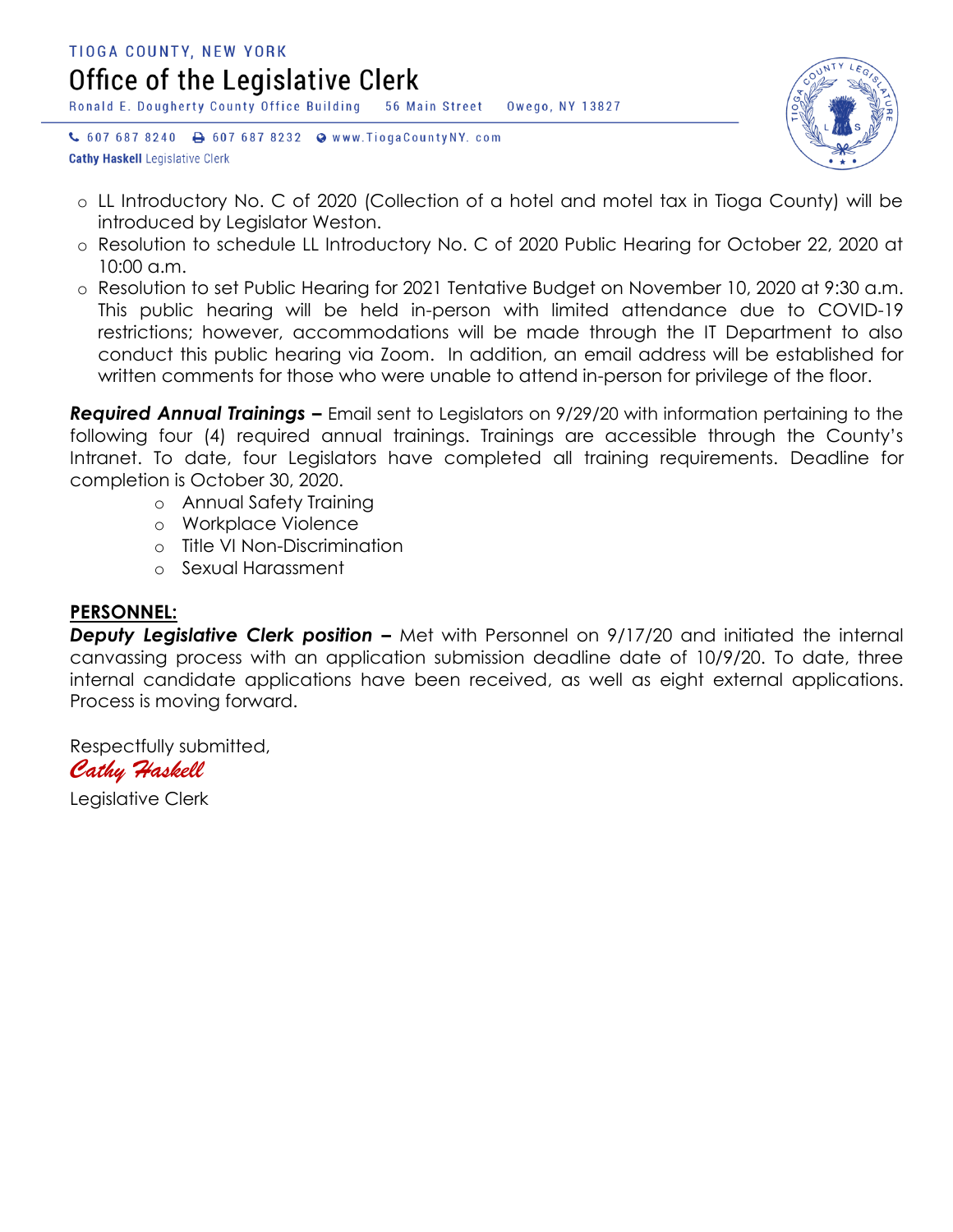TIOGA COUNTY, NEW YORK

# Office of the Legislative Clerk

Ronald E. Dougherty County Office Building 56 Main Street Owego, NY 13827

607 687 8240 607 687 8232 www.TiogaCountyNY.com

**Cathy Haskell** Legislative Clerk

- LL Introductory No. C of 2020 (Collection of a hotel and motel tax in Tioga County) will be introduced by Legislator Weston.
- Resolution to schedule LL Introductory No. C of 2020 Public Hearing for October 22, 2020 at 10:00 a.m.
- Resolution to set Public Hearing for 2021 Tentative Budget on November 10, 2020 at 9:30 a.m. This public hearing will be held in-person with limited attendance due to COVID-19 restrictions; however, accommodations will be made through the IT Department to also conduct this public hearing via Zoom. In addition, an email address will be established for written comments for those who were unable to attend in-person for privilege of the floor.

***Required Annual Trainings –*** Email sent to Legislators on 9/29/20 with information pertaining to the following four (4) required annual trainings. Trainings are accessible through the County's Intranet. To date, four Legislators have completed all training requirements. Deadline for completion is October 30, 2020.

- Annual Safety Training
- Workplace Violence
- Title VI Non-Discrimination
- Sexual Harassment

**PERSONNEL:**

***Deputy Legislative Clerk position –*** Met with Personnel on 9/17/20 and initiated the internal canvassing process with an application submission deadline date of 10/9/20. To date, three internal candidate applications have been received, as well as eight external applications. Process is moving forward.

Respectfully submitted,

*Cathy Haskell*

Legislative Clerk